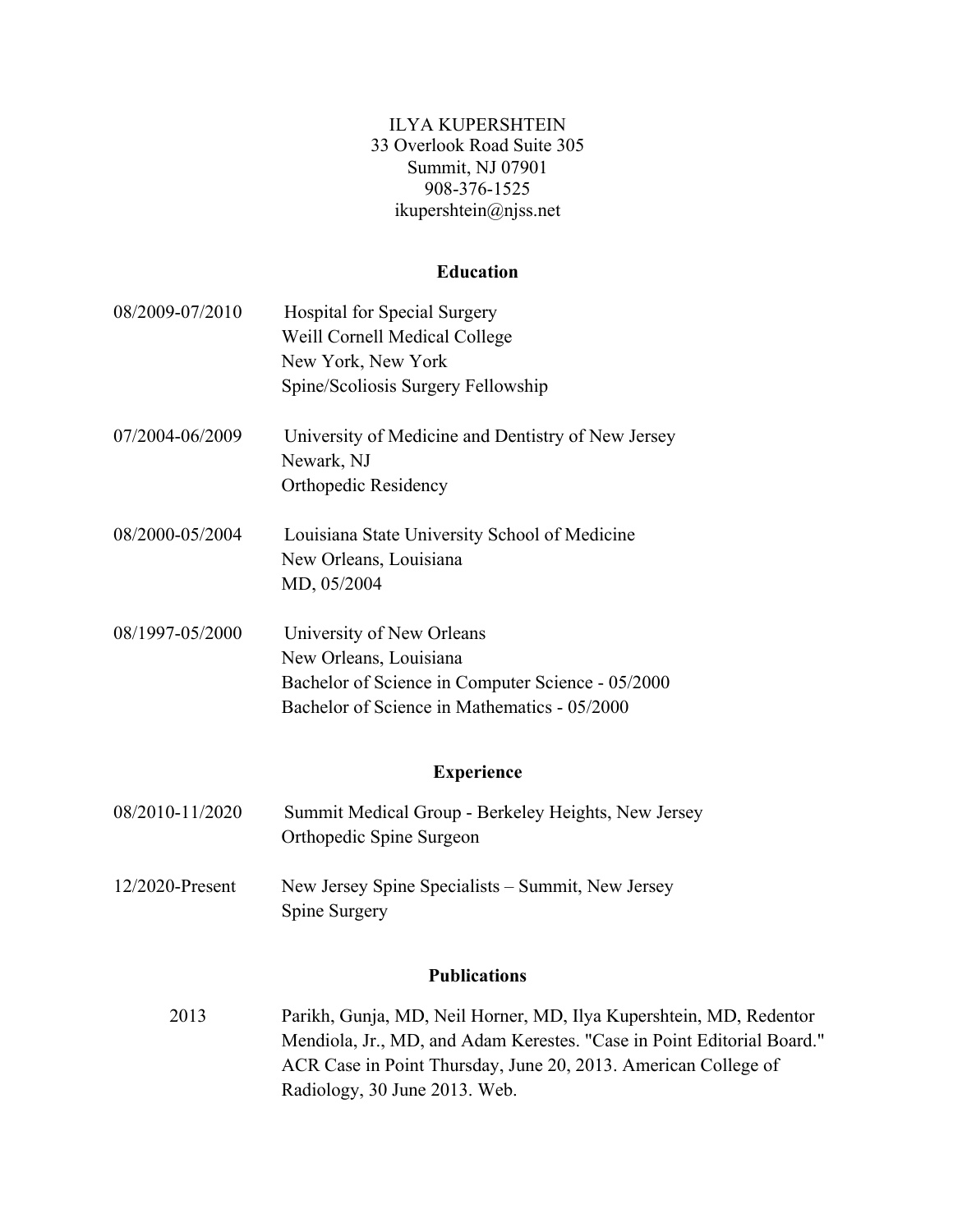# ILYA KUPERSHTEIN

33 Overlook Road Suite 305
Summit, NJ 07901
908-376-1525
ikupershtein@njss.net

## Education

**08/2009-07/2010**
Hospital for Special Surgery
Weill Cornell Medical College
New York, New York
Spine/Scoliosis Surgery Fellowship

**07/2004-06/2009**
University of Medicine and Dentistry of New Jersey
Newark, NJ
Orthopedic Residency

**08/2000-05/2004**
Louisiana State University School of Medicine
New Orleans, Louisiana
MD, 05/2004

**08/1997-05/2000**
University of New Orleans
New Orleans, Louisiana
Bachelor of Science in Computer Science - 05/2000
Bachelor of Science in Mathematics - 05/2000

## Experience

**08/2010-11/2020**
Summit Medical Group - Berkeley Heights, New Jersey
Orthopedic Spine Surgeon

**12/2020-Present**
New Jersey Spine Specialists – Summit, New Jersey
Spine Surgery

## Publications

**2013**
Parikh, Gunja, MD, Neil Horner, MD, Ilya Kupershtein, MD, Redentor Mendiola, Jr., MD, and Adam Kerestes. "Case in Point Editorial Board." ACR Case in Point Thursday, June 20, 2013. American College of Radiology, 30 June 2013. Web.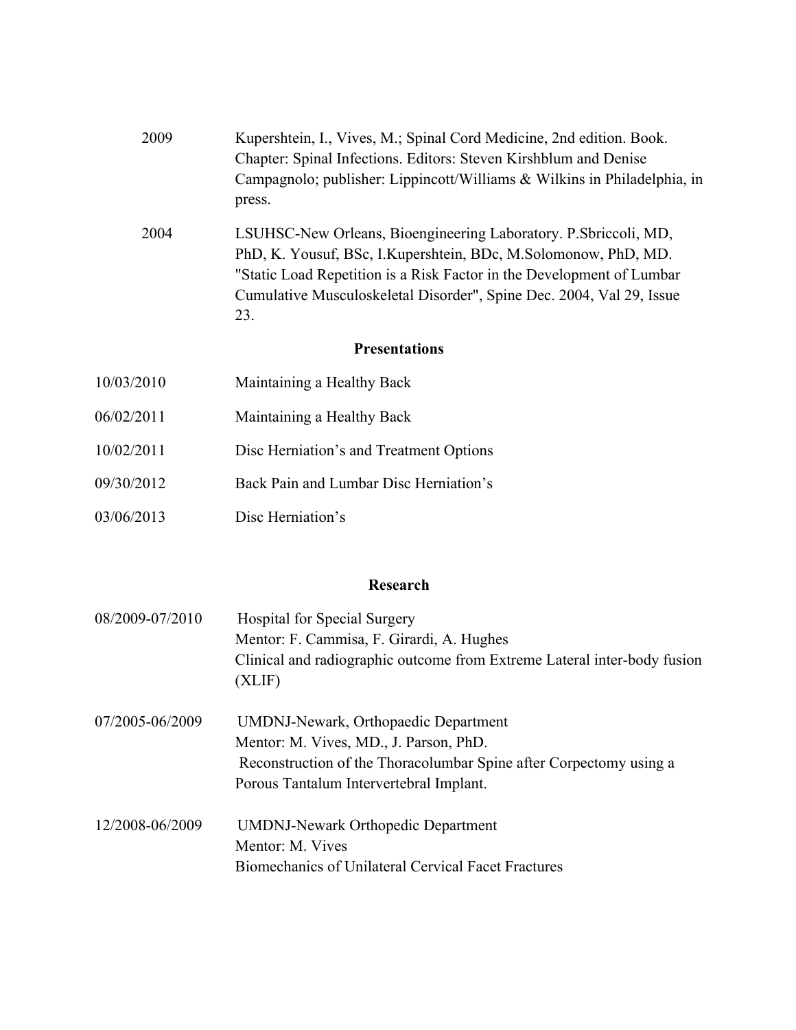2009 Kupershtein, I., Vives, M.; Spinal Cord Medicine, 2nd edition. Book. Chapter: Spinal Infections. Editors: Steven Kirshblum and Denise Campagnolo; publisher: Lippincott/Williams & Wilkins in Philadelphia, in press.

2004 LSUHSC-New Orleans, Bioengineering Laboratory. P.Sbriccoli, MD, PhD, K. Yousuf, BSc, I.Kupershtein, BDc, M.Solomonow, PhD, MD. "Static Load Repetition is a Risk Factor in the Development of Lumbar Cumulative Musculoskeletal Disorder", Spine Dec. 2004, Val 29, Issue 23.

## Presentations

| | |
|---|---|
| 10/03/2010 | Maintaining a Healthy Back |
| 06/02/2011 | Maintaining a Healthy Back |
| 10/02/2011 | Disc Herniation's and Treatment Options |
| 09/30/2012 | Back Pain and Lumbar Disc Herniation's |
| 03/06/2013 | Disc Herniation's |

## Research

08/2009-07/2010 Hospital for Special Surgery
Mentor: F. Cammisa, F. Girardi, A. Hughes
Clinical and radiographic outcome from Extreme Lateral inter-body fusion (XLIF)

07/2005-06/2009 UMDNJ-Newark, Orthopaedic Department
Mentor: M. Vives, MD., J. Parson, PhD.
Reconstruction of the Thoracolumbar Spine after Corpectomy using a Porous Tantalum Intervertebral Implant.

12/2008-06/2009 UMDNJ-Newark Orthopedic Department
Mentor: M. Vives
Biomechanics of Unilateral Cervical Facet Fractures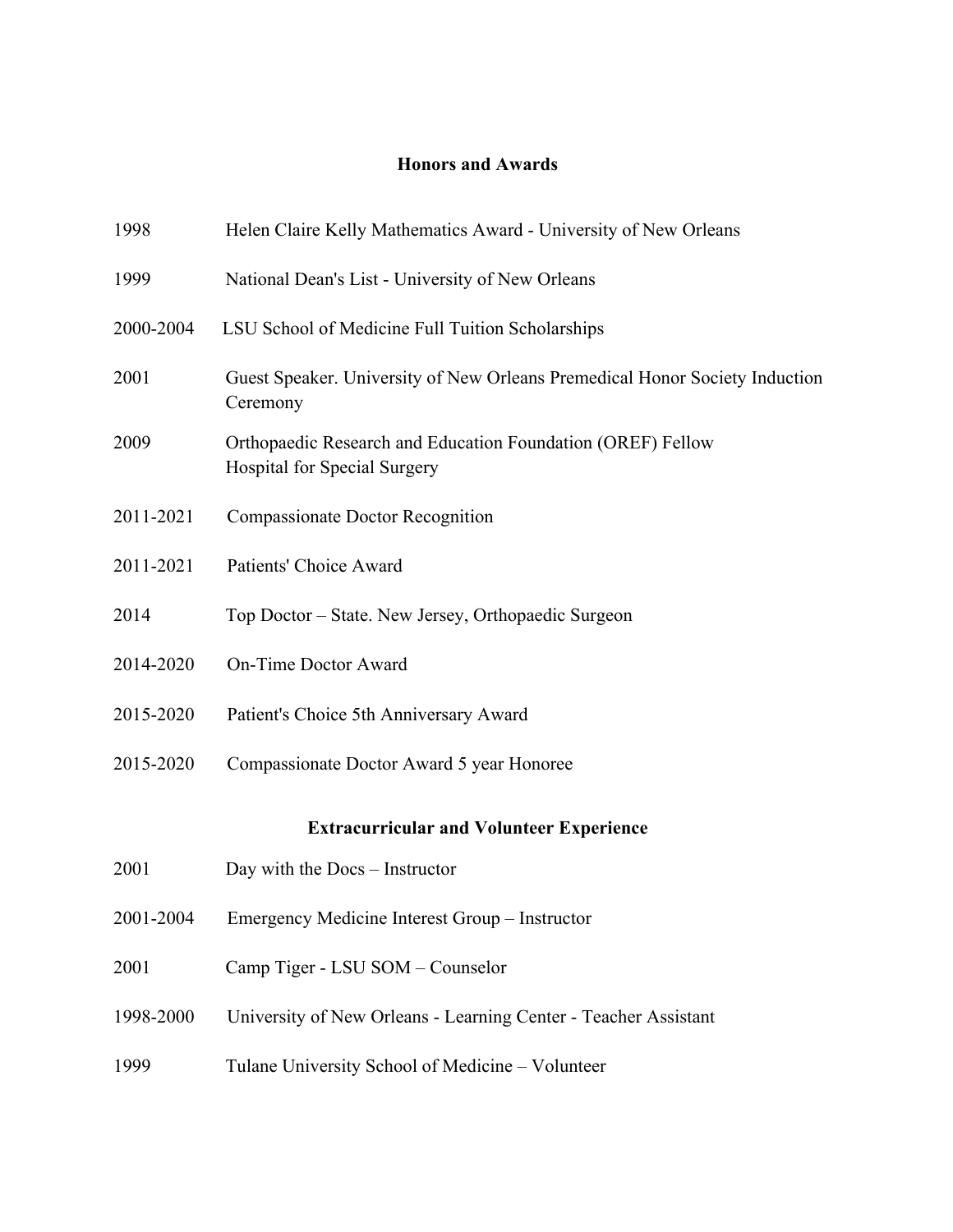## Honors and Awards

1998 Helen Claire Kelly Mathematics Award - University of New Orleans

1999 National Dean's List - University of New Orleans

2000-2004 LSU School of Medicine Full Tuition Scholarships

2001 Guest Speaker. University of New Orleans Premedical Honor Society Induction Ceremony

2009 Orthopaedic Research and Education Foundation (OREF) Fellow
Hospital for Special Surgery

2011-2021 Compassionate Doctor Recognition

2011-2021 Patients' Choice Award

2014 Top Doctor – State. New Jersey, Orthopaedic Surgeon

2014-2020 On-Time Doctor Award

2015-2020 Patient's Choice 5th Anniversary Award

2015-2020 Compassionate Doctor Award 5 year Honoree

## Extracurricular and Volunteer Experience

2001 Day with the Docs – Instructor

2001-2004 Emergency Medicine Interest Group – Instructor

2001 Camp Tiger - LSU SOM – Counselor

1998-2000 University of New Orleans - Learning Center - Teacher Assistant

1999 Tulane University School of Medicine – Volunteer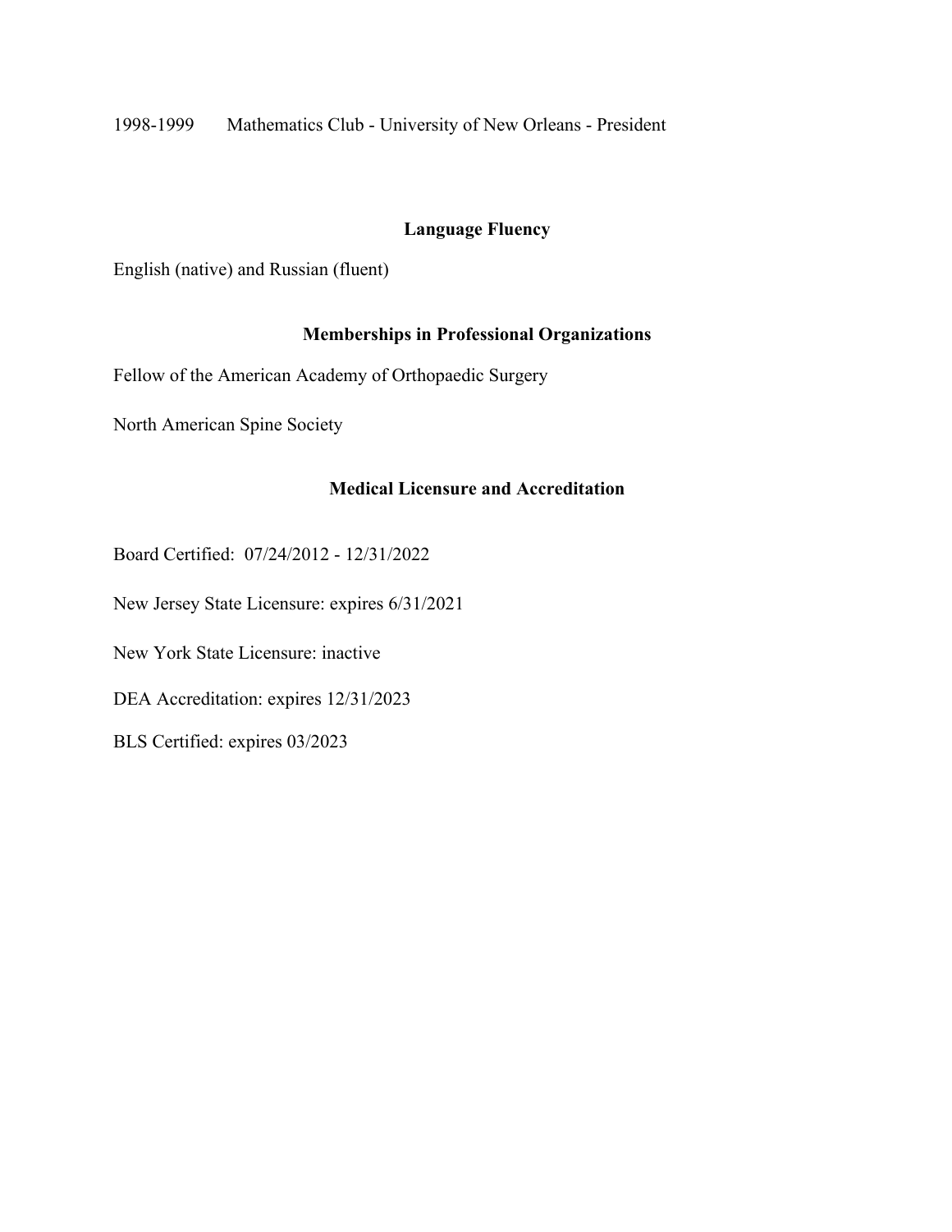1998-1999 Mathematics Club - University of New Orleans - President

## Language Fluency

English (native) and Russian (fluent)

## Memberships in Professional Organizations

Fellow of the American Academy of Orthopaedic Surgery

North American Spine Society

## Medical Licensure and Accreditation

Board Certified: 07/24/2012 - 12/31/2022

New Jersey State Licensure: expires 6/31/2021

New York State Licensure: inactive

DEA Accreditation: expires 12/31/2023

BLS Certified: expires 03/2023